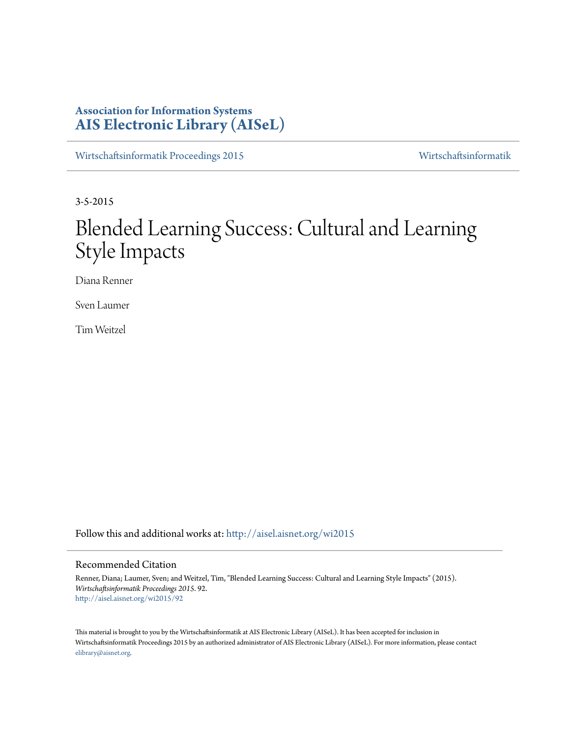**Association for Information Systems**
**AIS Electronic Library (AISeL)**

Wirtschaftsinformatik Proceedings 2015 | Wirtschaftsinformatik

3-5-2015

# Blended Learning Success: Cultural and Learning Style Impacts

Diana Renner

Sven Laumer

Tim Weitzel

Follow this and additional works at: http://aisel.aisnet.org/wi2015

## Recommended Citation

Renner, Diana; Laumer, Sven; and Weitzel, Tim, "Blended Learning Success: Cultural and Learning Style Impacts" (2015). *Wirtschaftsinformatik Proceedings 2015*. 92.
http://aisel.aisnet.org/wi2015/92

This material is brought to you by the Wirtschaftsinformatik at AIS Electronic Library (AISeL). It has been accepted for inclusion in Wirtschaftsinformatik Proceedings 2015 by an authorized administrator of AIS Electronic Library (AISeL). For more information, please contact elibrary@aisnet.org.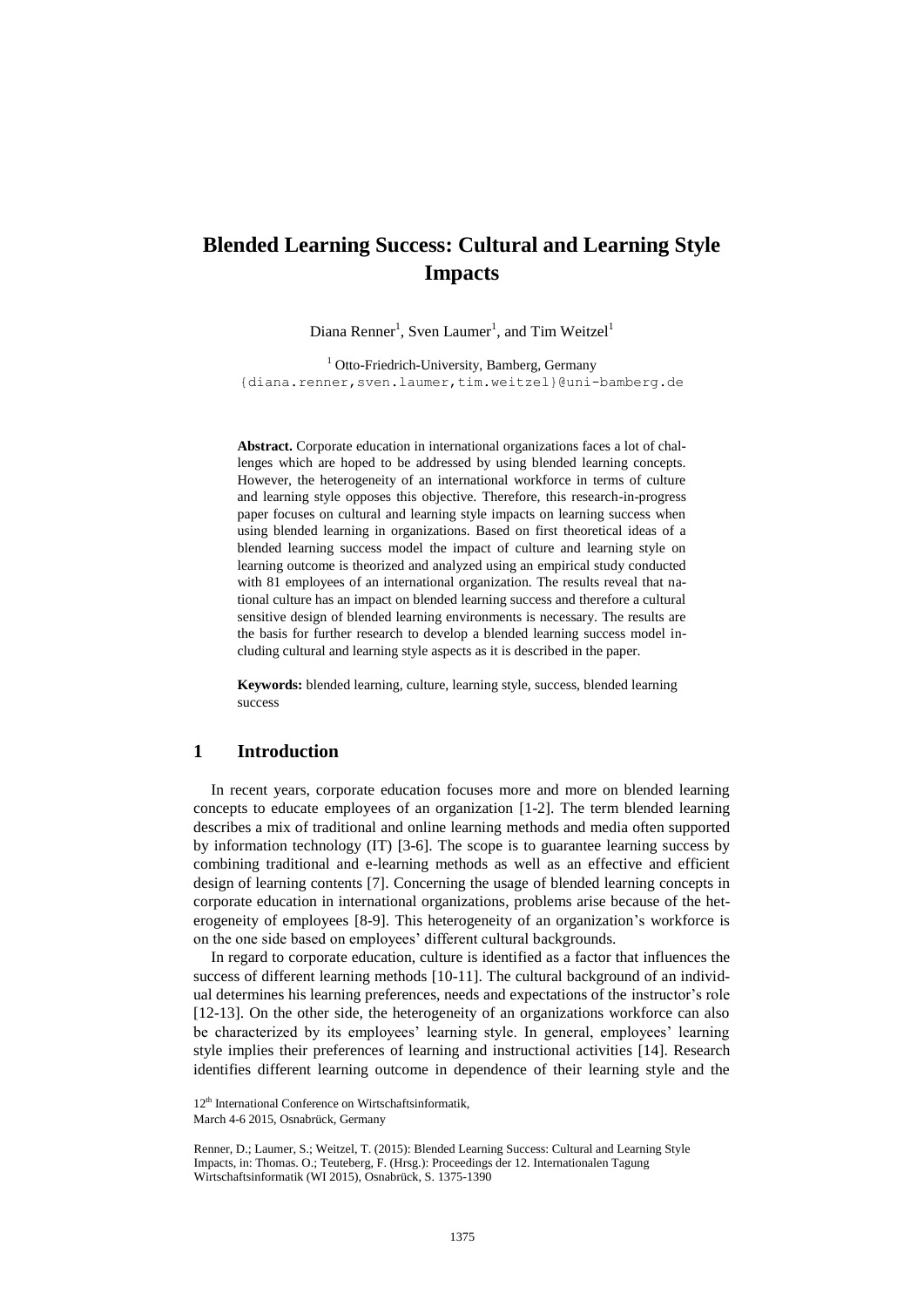# Blended Learning Success: Cultural and Learning Style Impacts

Diana Renner[1], Sven Laumer[1], and Tim Weitzel[1]

[1] Otto-Friedrich-University, Bamberg, Germany
{diana.renner,sven.laumer,tim.weitzel}@uni-bamberg.de

**Abstract.** Corporate education in international organizations faces a lot of challenges which are hoped to be addressed by using blended learning concepts. However, the heterogeneity of an international workforce in terms of culture and learning style opposes this objective. Therefore, this research-in-progress paper focuses on cultural and learning style impacts on learning success when using blended learning in organizations. Based on first theoretical ideas of a blended learning success model the impact of culture and learning style on learning outcome is theorized and analyzed using an empirical study conducted with 81 employees of an international organization. The results reveal that national culture has an impact on blended learning success and therefore a cultural sensitive design of blended learning environments is necessary. The results are the basis for further research to develop a blended learning success model including cultural and learning style aspects as it is described in the paper.

**Keywords:** blended learning, culture, learning style, success, blended learning success

## 1 Introduction

In recent years, corporate education focuses more and more on blended learning concepts to educate employees of an organization [1-2]. The term blended learning describes a mix of traditional and online learning methods and media often supported by information technology (IT) [3-6]. The scope is to guarantee learning success by combining traditional and e-learning methods as well as an effective and efficient design of learning contents [7]. Concerning the usage of blended learning concepts in corporate education in international organizations, problems arise because of the heterogeneity of employees [8-9]. This heterogeneity of an organization's workforce is on the one side based on employees' different cultural backgrounds.

In regard to corporate education, culture is identified as a factor that influences the success of different learning methods [10-11]. The cultural background of an individual determines his learning preferences, needs and expectations of the instructor's role [12-13]. On the other side, the heterogeneity of an organizations workforce can also be characterized by its employees' learning style. In general, employees' learning style implies their preferences of learning and instructional activities [14]. Research identifies different learning outcome in dependence of their learning style and the

12th International Conference on Wirtschaftsinformatik,
March 4-6 2015, Osnabrück, Germany

Renner, D.; Laumer, S.; Weitzel, T. (2015): Blended Learning Success: Cultural and Learning Style Impacts, in: Thomas. O.; Teuteberg, F. (Hrsg.): Proceedings der 12. Internationalen Tagung Wirtschaftsinformatik (WI 2015), Osnabrück, S. 1375-1390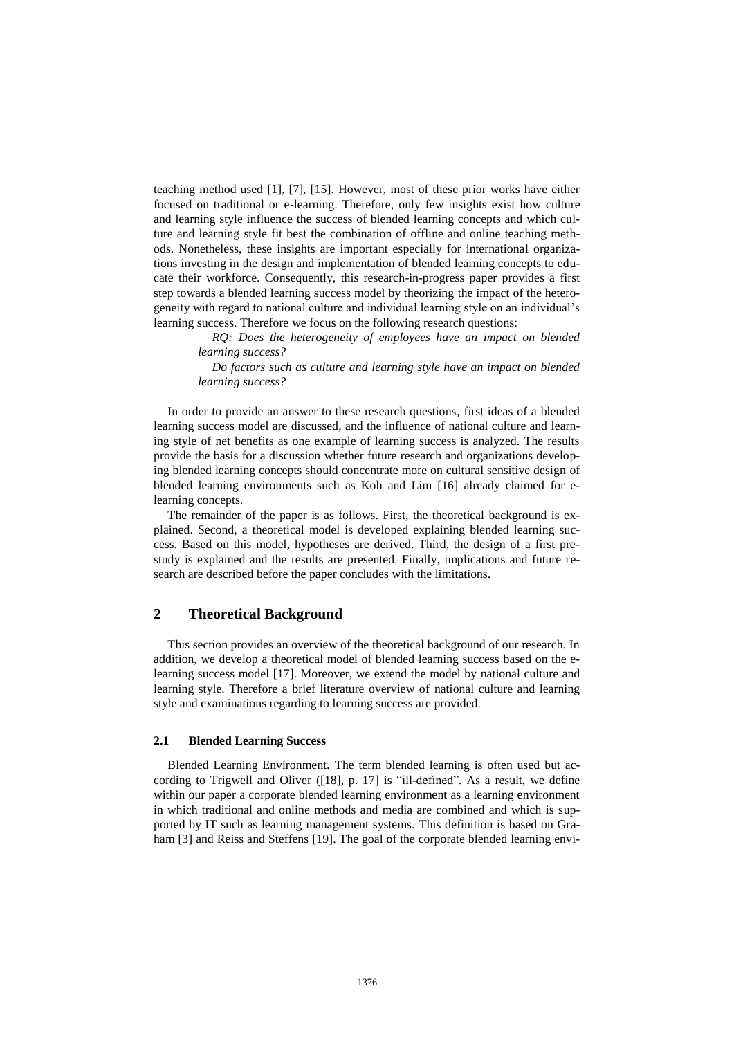teaching method used [1], [7], [15]. However, most of these prior works have either focused on traditional or e-learning. Therefore, only few insights exist how culture and learning style influence the success of blended learning concepts and which culture and learning style fit best the combination of offline and online teaching methods. Nonetheless, these insights are important especially for international organizations investing in the design and implementation of blended learning concepts to educate their workforce. Consequently, this research-in-progress paper provides a first step towards a blended learning success model by theorizing the impact of the heterogeneity with regard to national culture and individual learning style on an individual's learning success. Therefore we focus on the following research questions:

> *RQ: Does the heterogeneity of employees have an impact on blended learning success?*
>
> *Do factors such as culture and learning style have an impact on blended learning success?*

In order to provide an answer to these research questions, first ideas of a blended learning success model are discussed, and the influence of national culture and learning style of net benefits as one example of learning success is analyzed. The results provide the basis for a discussion whether future research and organizations developing blended learning concepts should concentrate more on cultural sensitive design of blended learning environments such as Koh and Lim [16] already claimed for e-learning concepts.

The remainder of the paper is as follows. First, the theoretical background is explained. Second, a theoretical model is developed explaining blended learning success. Based on this model, hypotheses are derived. Third, the design of a first pre-study is explained and the results are presented. Finally, implications and future research are described before the paper concludes with the limitations.

## 2 Theoretical Background

This section provides an overview of the theoretical background of our research. In addition, we develop a theoretical model of blended learning success based on the e-learning success model [17]. Moreover, we extend the model by national culture and learning style. Therefore a brief literature overview of national culture and learning style and examinations regarding to learning success are provided.

### 2.1 Blended Learning Success

Blended Learning Environment**.** The term blended learning is often used but according to Trigwell and Oliver ([18], p. 17] is "ill-defined". As a result, we define within our paper a corporate blended learning environment as a learning environment in which traditional and online methods and media are combined and which is supported by IT such as learning management systems. This definition is based on Graham [3] and Reiss and Steffens [19]. The goal of the corporate blended learning envi-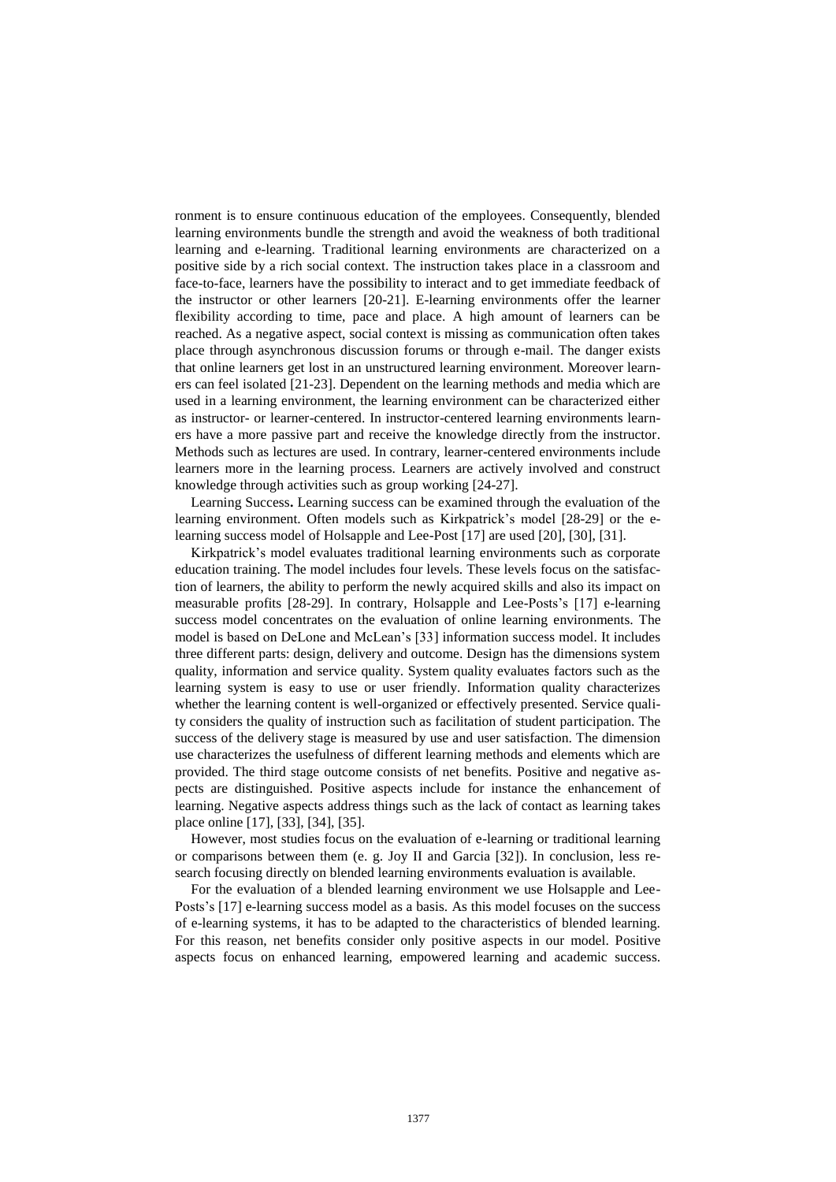ronment is to ensure continuous education of the employees. Consequently, blended learning environments bundle the strength and avoid the weakness of both traditional learning and e-learning. Traditional learning environments are characterized on a positive side by a rich social context. The instruction takes place in a classroom and face-to-face, learners have the possibility to interact and to get immediate feedback of the instructor or other learners [20-21]. E-learning environments offer the learner flexibility according to time, pace and place. A high amount of learners can be reached. As a negative aspect, social context is missing as communication often takes place through asynchronous discussion forums or through e-mail. The danger exists that online learners get lost in an unstructured learning environment. Moreover learners can feel isolated [21-23]. Dependent on the learning methods and media which are used in a learning environment, the learning environment can be characterized either as instructor- or learner-centered. In instructor-centered learning environments learners have a more passive part and receive the knowledge directly from the instructor. Methods such as lectures are used. In contrary, learner-centered environments include learners more in the learning process. Learners are actively involved and construct knowledge through activities such as group working [24-27].

**Learning Success.** Learning success can be examined through the evaluation of the learning environment. Often models such as Kirkpatrick's model [28-29] or the e-learning success model of Holsapple and Lee-Post [17] are used [20], [30], [31].

Kirkpatrick's model evaluates traditional learning environments such as corporate education training. The model includes four levels. These levels focus on the satisfaction of learners, the ability to perform the newly acquired skills and also its impact on measurable profits [28-29]. In contrary, Holsapple and Lee-Posts's [17] e-learning success model concentrates on the evaluation of online learning environments. The model is based on DeLone and McLean's [33] information success model. It includes three different parts: design, delivery and outcome. Design has the dimensions system quality, information and service quality. System quality evaluates factors such as the learning system is easy to use or user friendly. Information quality characterizes whether the learning content is well-organized or effectively presented. Service quality considers the quality of instruction such as facilitation of student participation. The success of the delivery stage is measured by use and user satisfaction. The dimension use characterizes the usefulness of different learning methods and elements which are provided. The third stage outcome consists of net benefits. Positive and negative aspects are distinguished. Positive aspects include for instance the enhancement of learning. Negative aspects address things such as the lack of contact as learning takes place online [17], [33], [34], [35].

However, most studies focus on the evaluation of e-learning or traditional learning or comparisons between them (e. g. Joy II and Garcia [32]). In conclusion, less research focusing directly on blended learning environments evaluation is available.

For the evaluation of a blended learning environment we use Holsapple and Lee-Posts's [17] e-learning success model as a basis. As this model focuses on the success of e-learning systems, it has to be adapted to the characteristics of blended learning. For this reason, net benefits consider only positive aspects in our model. Positive aspects focus on enhanced learning, empowered learning and academic success.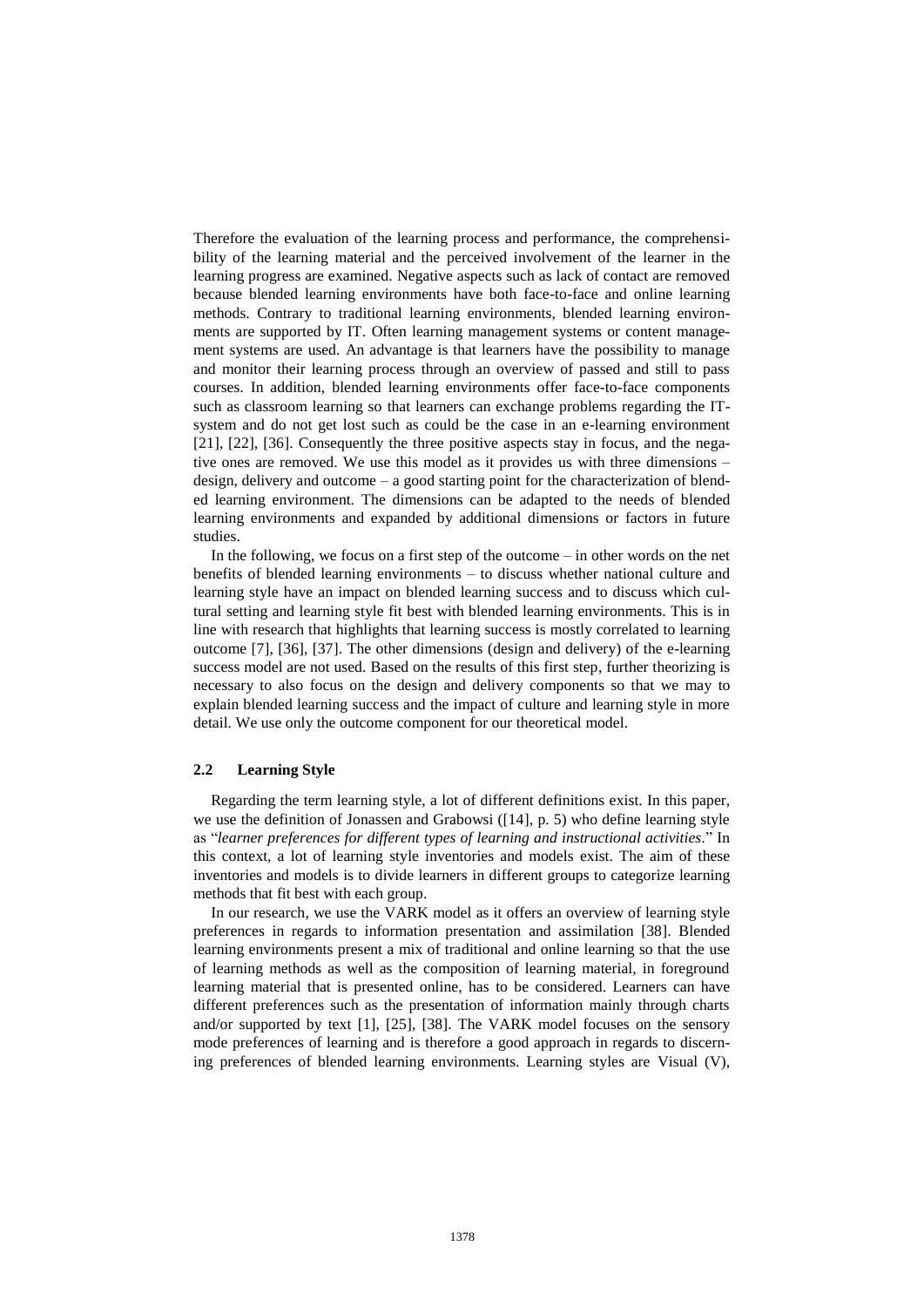Therefore the evaluation of the learning process and performance, the comprehensibility of the learning material and the perceived involvement of the learner in the learning progress are examined. Negative aspects such as lack of contact are removed because blended learning environments have both face-to-face and online learning methods. Contrary to traditional learning environments, blended learning environments are supported by IT. Often learning management systems or content management systems are used. An advantage is that learners have the possibility to manage and monitor their learning process through an overview of passed and still to pass courses. In addition, blended learning environments offer face-to-face components such as classroom learning so that learners can exchange problems regarding the IT-system and do not get lost such as could be the case in an e-learning environment [21], [22], [36]. Consequently the three positive aspects stay in focus, and the negative ones are removed. We use this model as it provides us with three dimensions – design, delivery and outcome – a good starting point for the characterization of blended learning environment. The dimensions can be adapted to the needs of blended learning environments and expanded by additional dimensions or factors in future studies.

In the following, we focus on a first step of the outcome – in other words on the net benefits of blended learning environments – to discuss whether national culture and learning style have an impact on blended learning success and to discuss which cultural setting and learning style fit best with blended learning environments. This is in line with research that highlights that learning success is mostly correlated to learning outcome [7], [36], [37]. The other dimensions (design and delivery) of the e-learning success model are not used. Based on the results of this first step, further theorizing is necessary to also focus on the design and delivery components so that we may to explain blended learning success and the impact of culture and learning style in more detail. We use only the outcome component for our theoretical model.

### 2.2 Learning Style

Regarding the term learning style, a lot of different definitions exist. In this paper, we use the definition of Jonassen and Grabowsi ([14], p. 5) who define learning style as "*learner preferences for different types of learning and instructional activities*." In this context, a lot of learning style inventories and models exist. The aim of these inventories and models is to divide learners in different groups to categorize learning methods that fit best with each group.

In our research, we use the VARK model as it offers an overview of learning style preferences in regards to information presentation and assimilation [38]. Blended learning environments present a mix of traditional and online learning so that the use of learning methods as well as the composition of learning material, in foreground learning material that is presented online, has to be considered. Learners can have different preferences such as the presentation of information mainly through charts and/or supported by text [1], [25], [38]. The VARK model focuses on the sensory mode preferences of learning and is therefore a good approach in regards to discerning preferences of blended learning environments. Learning styles are Visual (V),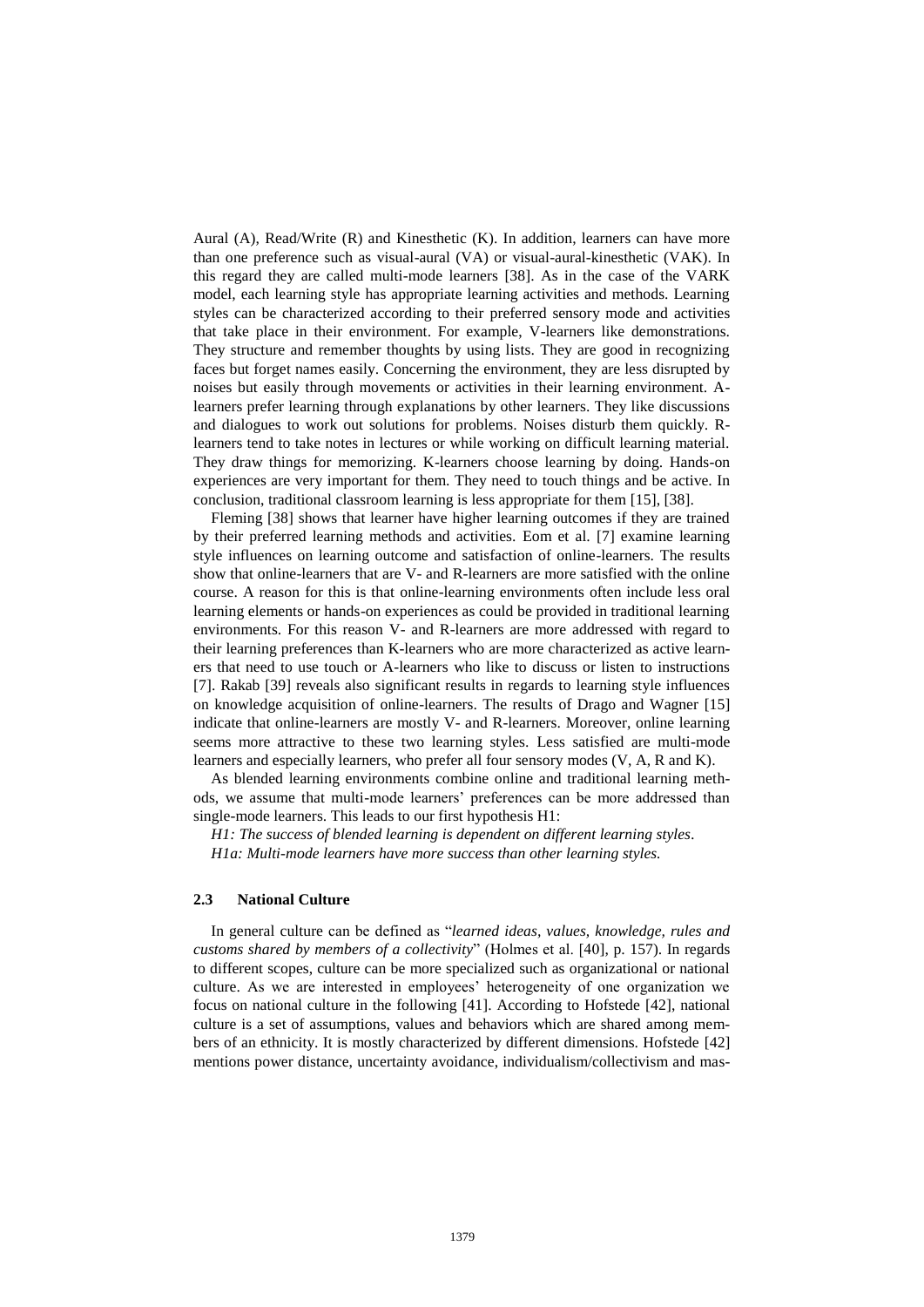Aural (A), Read/Write (R) and Kinesthetic (K). In addition, learners can have more than one preference such as visual-aural (VA) or visual-aural-kinesthetic (VAK). In this regard they are called multi-mode learners [38]. As in the case of the VARK model, each learning style has appropriate learning activities and methods. Learning styles can be characterized according to their preferred sensory mode and activities that take place in their environment. For example, V-learners like demonstrations. They structure and remember thoughts by using lists. They are good in recognizing faces but forget names easily. Concerning the environment, they are less disrupted by noises but easily through movements or activities in their learning environment. A-learners prefer learning through explanations by other learners. They like discussions and dialogues to work out solutions for problems. Noises disturb them quickly. R-learners tend to take notes in lectures or while working on difficult learning material. They draw things for memorizing. K-learners choose learning by doing. Hands-on experiences are very important for them. They need to touch things and be active. In conclusion, traditional classroom learning is less appropriate for them [15], [38].

Fleming [38] shows that learner have higher learning outcomes if they are trained by their preferred learning methods and activities. Eom et al. [7] examine learning style influences on learning outcome and satisfaction of online-learners. The results show that online-learners that are V- and R-learners are more satisfied with the online course. A reason for this is that online-learning environments often include less oral learning elements or hands-on experiences as could be provided in traditional learning environments. For this reason V- and R-learners are more addressed with regard to their learning preferences than K-learners who are more characterized as active learners that need to use touch or A-learners who like to discuss or listen to instructions [7]. Rakab [39] reveals also significant results in regards to learning style influences on knowledge acquisition of online-learners. The results of Drago and Wagner [15] indicate that online-learners are mostly V- and R-learners. Moreover, online learning seems more attractive to these two learning styles. Less satisfied are multi-mode learners and especially learners, who prefer all four sensory modes (V, A, R and K).

As blended learning environments combine online and traditional learning methods, we assume that multi-mode learners' preferences can be more addressed than single-mode learners. This leads to our first hypothesis H1:

*H1: The success of blended learning is dependent on different learning styles.*

*H1a: Multi-mode learners have more success than other learning styles.*

### 2.3 National Culture

In general culture can be defined as "*learned ideas, values, knowledge, rules and customs shared by members of a collectivity*" (Holmes et al. [40], p. 157). In regards to different scopes, culture can be more specialized such as organizational or national culture. As we are interested in employees' heterogeneity of one organization we focus on national culture in the following [41]. According to Hofstede [42], national culture is a set of assumptions, values and behaviors which are shared among members of an ethnicity. It is mostly characterized by different dimensions. Hofstede [42] mentions power distance, uncertainty avoidance, individualism/collectivism and mas-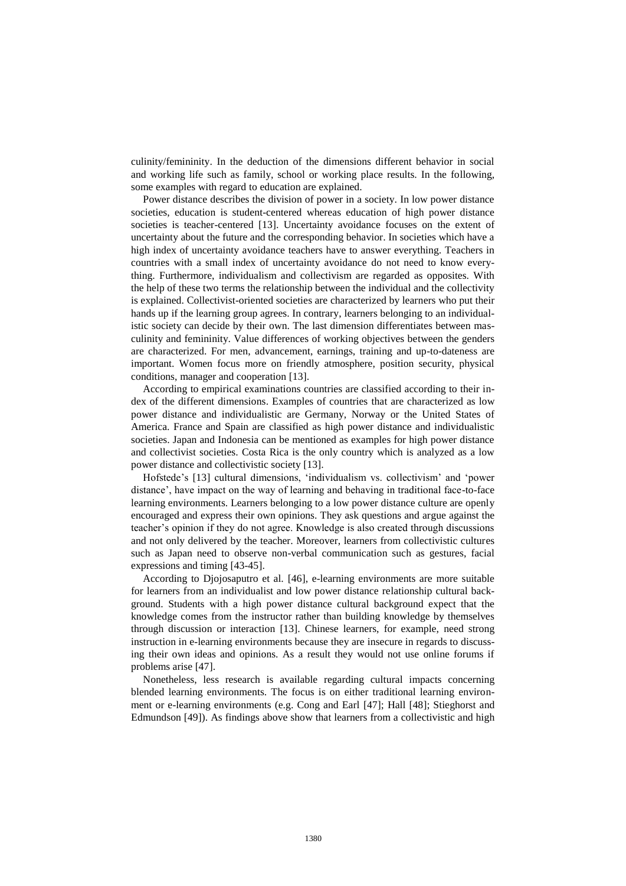culinity/femininity. In the deduction of the dimensions different behavior in social and working life such as family, school or working place results. In the following, some examples with regard to education are explained.

Power distance describes the division of power in a society. In low power distance societies, education is student-centered whereas education of high power distance societies is teacher-centered [13]. Uncertainty avoidance focuses on the extent of uncertainty about the future and the corresponding behavior. In societies which have a high index of uncertainty avoidance teachers have to answer everything. Teachers in countries with a small index of uncertainty avoidance do not need to know everything. Furthermore, individualism and collectivism are regarded as opposites. With the help of these two terms the relationship between the individual and the collectivity is explained. Collectivist-oriented societies are characterized by learners who put their hands up if the learning group agrees. In contrary, learners belonging to an individualistic society can decide by their own. The last dimension differentiates between masculinity and femininity. Value differences of working objectives between the genders are characterized. For men, advancement, earnings, training and up-to-dateness are important. Women focus more on friendly atmosphere, position security, physical conditions, manager and cooperation [13].

According to empirical examinations countries are classified according to their index of the different dimensions. Examples of countries that are characterized as low power distance and individualistic are Germany, Norway or the United States of America. France and Spain are classified as high power distance and individualistic societies. Japan and Indonesia can be mentioned as examples for high power distance and collectivist societies. Costa Rica is the only country which is analyzed as a low power distance and collectivistic society [13].

Hofstede's [13] cultural dimensions, 'individualism vs. collectivism' and 'power distance', have impact on the way of learning and behaving in traditional face-to-face learning environments. Learners belonging to a low power distance culture are openly encouraged and express their own opinions. They ask questions and argue against the teacher's opinion if they do not agree. Knowledge is also created through discussions and not only delivered by the teacher. Moreover, learners from collectivistic cultures such as Japan need to observe non-verbal communication such as gestures, facial expressions and timing [43-45].

According to Djojosaputro et al. [46], e-learning environments are more suitable for learners from an individualist and low power distance relationship cultural background. Students with a high power distance cultural background expect that the knowledge comes from the instructor rather than building knowledge by themselves through discussion or interaction [13]. Chinese learners, for example, need strong instruction in e-learning environments because they are insecure in regards to discussing their own ideas and opinions. As a result they would not use online forums if problems arise [47].

Nonetheless, less research is available regarding cultural impacts concerning blended learning environments. The focus is on either traditional learning environment or e-learning environments (e.g. Cong and Earl [47]; Hall [48]; Stieghorst and Edmundson [49]). As findings above show that learners from a collectivistic and high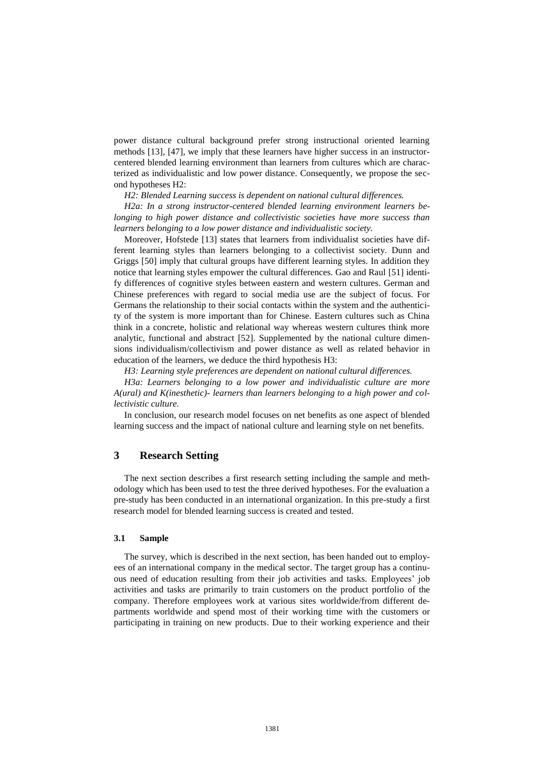power distance cultural background prefer strong instructional oriented learning methods [13], [47], we imply that these learners have higher success in an instructor-centered blended learning environment than learners from cultures which are characterized as individualistic and low power distance. Consequently, we propose the second hypotheses H2:

*H2: Blended Learning success is dependent on national cultural differences.*

*H2a: In a strong instructor-centered blended learning environment learners belonging to high power distance and collectivistic societies have more success than learners belonging to a low power distance and individualistic society.*

Moreover, Hofstede [13] states that learners from individualist societies have different learning styles than learners belonging to a collectivist society. Dunn and Griggs [50] imply that cultural groups have different learning styles. In addition they notice that learning styles empower the cultural differences. Gao and Raul [51] identify differences of cognitive styles between eastern and western cultures. German and Chinese preferences with regard to social media use are the subject of focus. For Germans the relationship to their social contacts within the system and the authenticity of the system is more important than for Chinese. Eastern cultures such as China think in a concrete, holistic and relational way whereas western cultures think more analytic, functional and abstract [52]. Supplemented by the national culture dimensions individualism/collectivism and power distance as well as related behavior in education of the learners, we deduce the third hypothesis H3:

*H3: Learning style preferences are dependent on national cultural differences.*

*H3a: Learners belonging to a low power and individualistic culture are more A(ural) and K(inesthetic)- learners than learners belonging to a high power and collectivistic culture.*

In conclusion, our research model focuses on net benefits as one aspect of blended learning success and the impact of national culture and learning style on net benefits.

## 3 Research Setting

The next section describes a first research setting including the sample and methodology which has been used to test the three derived hypotheses. For the evaluation a pre-study has been conducted in an international organization. In this pre-study a first research model for blended learning success is created and tested.

### 3.1 Sample

The survey, which is described in the next section, has been handed out to employees of an international company in the medical sector. The target group has a continuous need of education resulting from their job activities and tasks. Employees' job activities and tasks are primarily to train customers on the product portfolio of the company. Therefore employees work at various sites worldwide/from different departments worldwide and spend most of their working time with the customers or participating in training on new products. Due to their working experience and their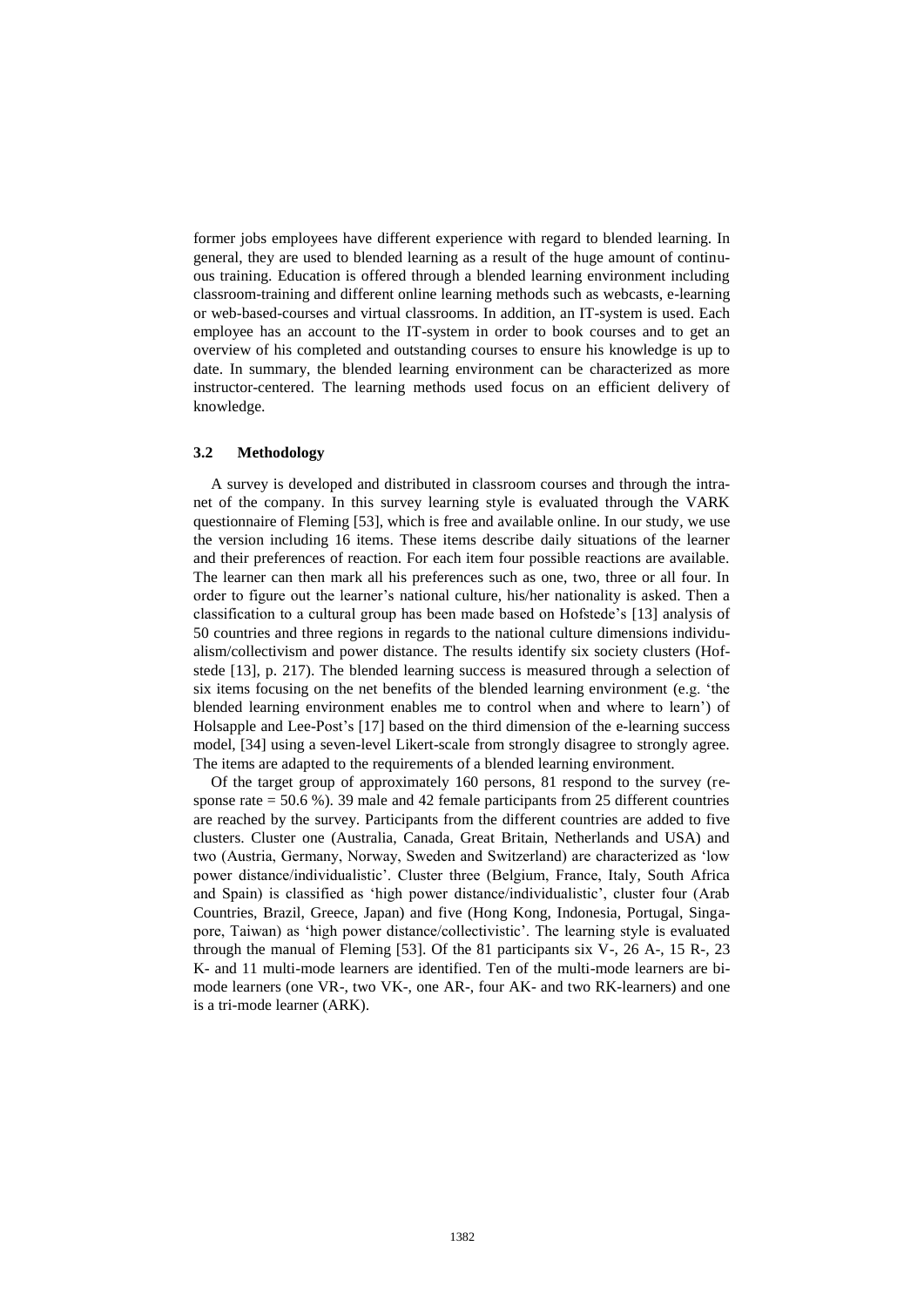former jobs employees have different experience with regard to blended learning. In general, they are used to blended learning as a result of the huge amount of continuous training. Education is offered through a blended learning environment including classroom-training and different online learning methods such as webcasts, e-learning or web-based-courses and virtual classrooms. In addition, an IT-system is used. Each employee has an account to the IT-system in order to book courses and to get an overview of his completed and outstanding courses to ensure his knowledge is up to date. In summary, the blended learning environment can be characterized as more instructor-centered. The learning methods used focus on an efficient delivery of knowledge.

### 3.2 Methodology

A survey is developed and distributed in classroom courses and through the intranet of the company. In this survey learning style is evaluated through the VARK questionnaire of Fleming [53], which is free and available online. In our study, we use the version including 16 items. These items describe daily situations of the learner and their preferences of reaction. For each item four possible reactions are available. The learner can then mark all his preferences such as one, two, three or all four. In order to figure out the learner's national culture, his/her nationality is asked. Then a classification to a cultural group has been made based on Hofstede's [13] analysis of 50 countries and three regions in regards to the national culture dimensions individualism/collectivism and power distance. The results identify six society clusters (Hofstede [13], p. 217). The blended learning success is measured through a selection of six items focusing on the net benefits of the blended learning environment (e.g. 'the blended learning environment enables me to control when and where to learn') of Holsapple and Lee-Post's [17] based on the third dimension of the e-learning success model, [34] using a seven-level Likert-scale from strongly disagree to strongly agree. The items are adapted to the requirements of a blended learning environment.

Of the target group of approximately 160 persons, 81 respond to the survey (response rate = 50.6 %). 39 male and 42 female participants from 25 different countries are reached by the survey. Participants from the different countries are added to five clusters. Cluster one (Australia, Canada, Great Britain, Netherlands and USA) and two (Austria, Germany, Norway, Sweden and Switzerland) are characterized as 'low power distance/individualistic'. Cluster three (Belgium, France, Italy, South Africa and Spain) is classified as 'high power distance/individualistic', cluster four (Arab Countries, Brazil, Greece, Japan) and five (Hong Kong, Indonesia, Portugal, Singapore, Taiwan) as 'high power distance/collectivistic'. The learning style is evaluated through the manual of Fleming [53]. Of the 81 participants six V-, 26 A-, 15 R-, 23 K- and 11 multi-mode learners are identified. Ten of the multi-mode learners are bi-mode learners (one VR-, two VK-, one AR-, four AK- and two RK-learners) and one is a tri-mode learner (ARK).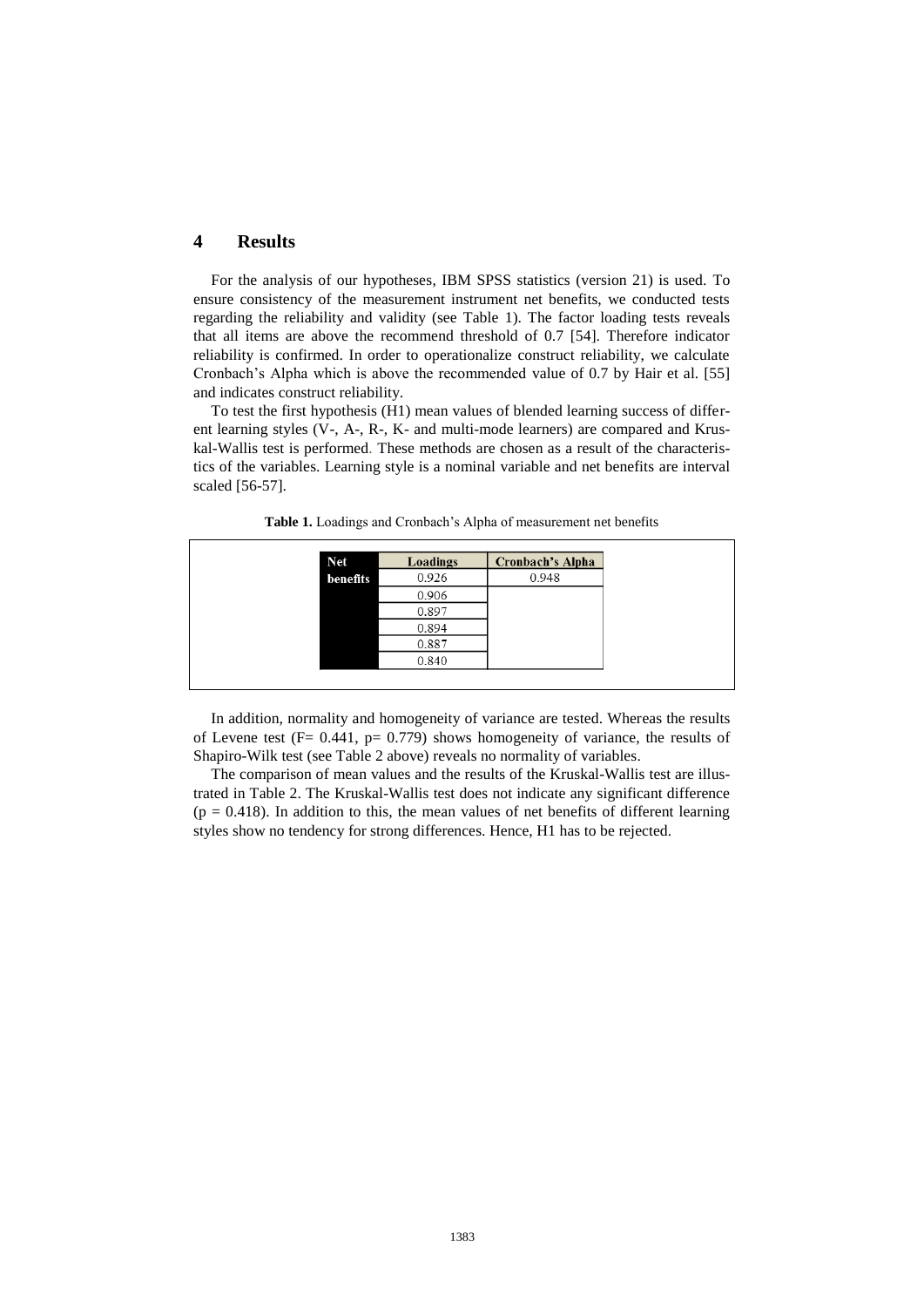## 4 Results

For the analysis of our hypotheses, IBM SPSS statistics (version 21) is used. To ensure consistency of the measurement instrument net benefits, we conducted tests regarding the reliability and validity (see Table 1). The factor loading tests reveals that all items are above the recommend threshold of 0.7 [54]. Therefore indicator reliability is confirmed. In order to operationalize construct reliability, we calculate Cronbach's Alpha which is above the recommended value of 0.7 by Hair et al. [55] and indicates construct reliability.

To test the first hypothesis (H1) mean values of blended learning success of different learning styles (V-, A-, R-, K- and multi-mode learners) are compared and Kruskal-Wallis test is performed. These methods are chosen as a result of the characteristics of the variables. Learning style is a nominal variable and net benefits are interval scaled [56-57].

**Table 1.** Loadings and Cronbach's Alpha of measurement net benefits

| Net benefits | Loadings | Cronbach's Alpha |
|---|---|---|
| | 0.926 | 0.948 |
| | 0.906 | |
| | 0.897 | |
| | 0.894 | |
| | 0.887 | |
| | 0.840 | |

In addition, normality and homogeneity of variance are tested. Whereas the results of Levene test (F= 0.441, p= 0.779) shows homogeneity of variance, the results of Shapiro-Wilk test (see Table 2 above) reveals no normality of variables.

The comparison of mean values and the results of the Kruskal-Wallis test are illustrated in Table 2. The Kruskal-Wallis test does not indicate any significant difference (p = 0.418). In addition to this, the mean values of net benefits of different learning styles show no tendency for strong differences. Hence, H1 has to be rejected.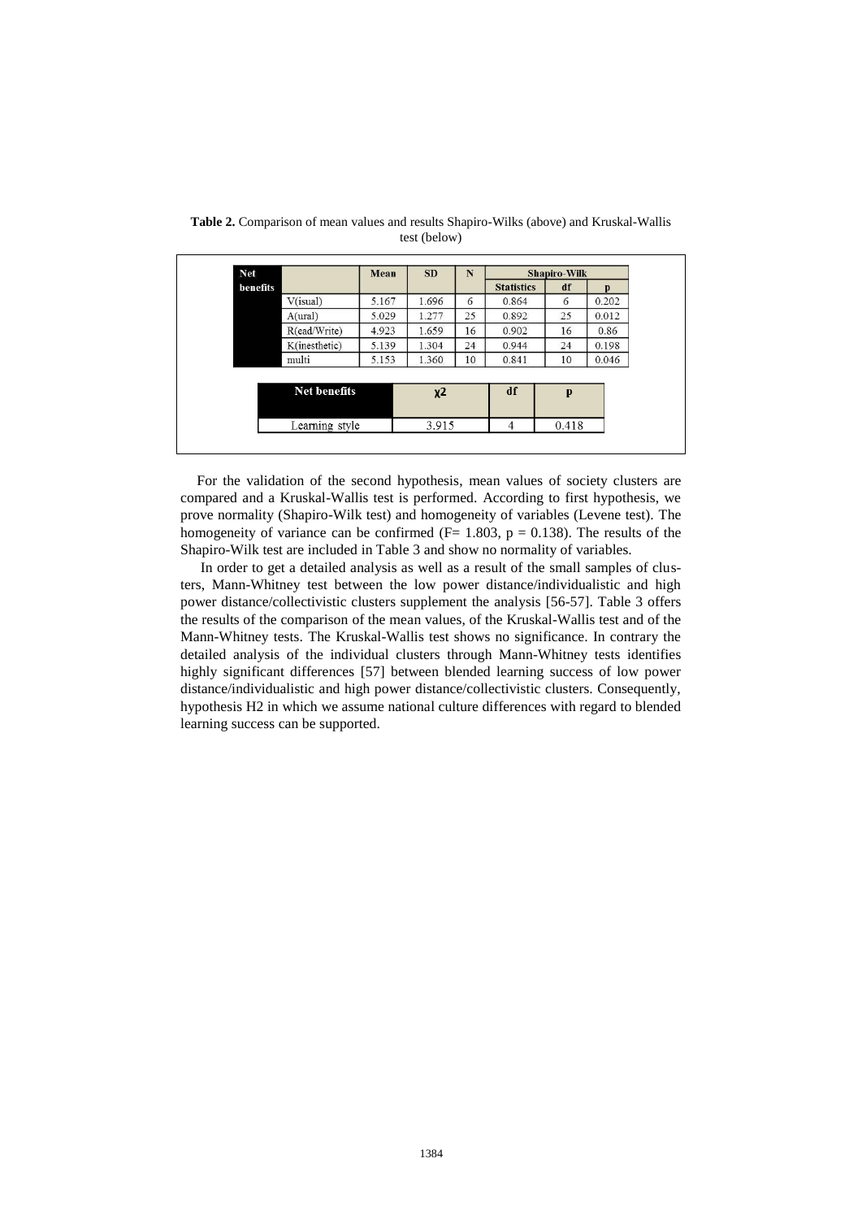**Table 2.** Comparison of mean values and results Shapiro-Wilks (above) and Kruskal-Wallis test (below)

| Net benefits | | Mean | SD | N | Shapiro-Wilk | | |
|---|---|---|---|---|---|---|---|
| | | | | | Statistics | df | p |
| | V(isual) | 5.167 | 1.696 | 6 | 0.864 | 6 | 0.202 |
| | A(ural) | 5.029 | 1.277 | 25 | 0.892 | 25 | 0.012 |
| | R(ead/Write) | 4.923 | 1.659 | 16 | 0.902 | 16 | 0.86 |
| | K(inesthetic) | 5.139 | 1.304 | 24 | 0.944 | 24 | 0.198 |
| | multi | 5.153 | 1.360 | 10 | 0.841 | 10 | 0.046 |

| Net benefits | χ2 | df | p |
|---|---|---|---|
| Learning style | 3.915 | 4 | 0.418 |

For the validation of the second hypothesis, mean values of society clusters are compared and a Kruskal-Wallis test is performed. According to first hypothesis, we prove normality (Shapiro-Wilk test) and homogeneity of variables (Levene test). The homogeneity of variance can be confirmed ($F = 1.803$, $p = 0.138$). The results of the Shapiro-Wilk test are included in Table 3 and show no normality of variables.

In order to get a detailed analysis as well as a result of the small samples of clusters, Mann-Whitney test between the low power distance/individualistic and high power distance/collectivistic clusters supplement the analysis [56-57]. Table 3 offers the results of the comparison of the mean values, of the Kruskal-Wallis test and of the Mann-Whitney tests. The Kruskal-Wallis test shows no significance. In contrary the detailed analysis of the individual clusters through Mann-Whitney tests identifies highly significant differences [57] between blended learning success of low power distance/individualistic and high power distance/collectivistic clusters. Consequently, hypothesis H2 in which we assume national culture differences with regard to blended learning success can be supported.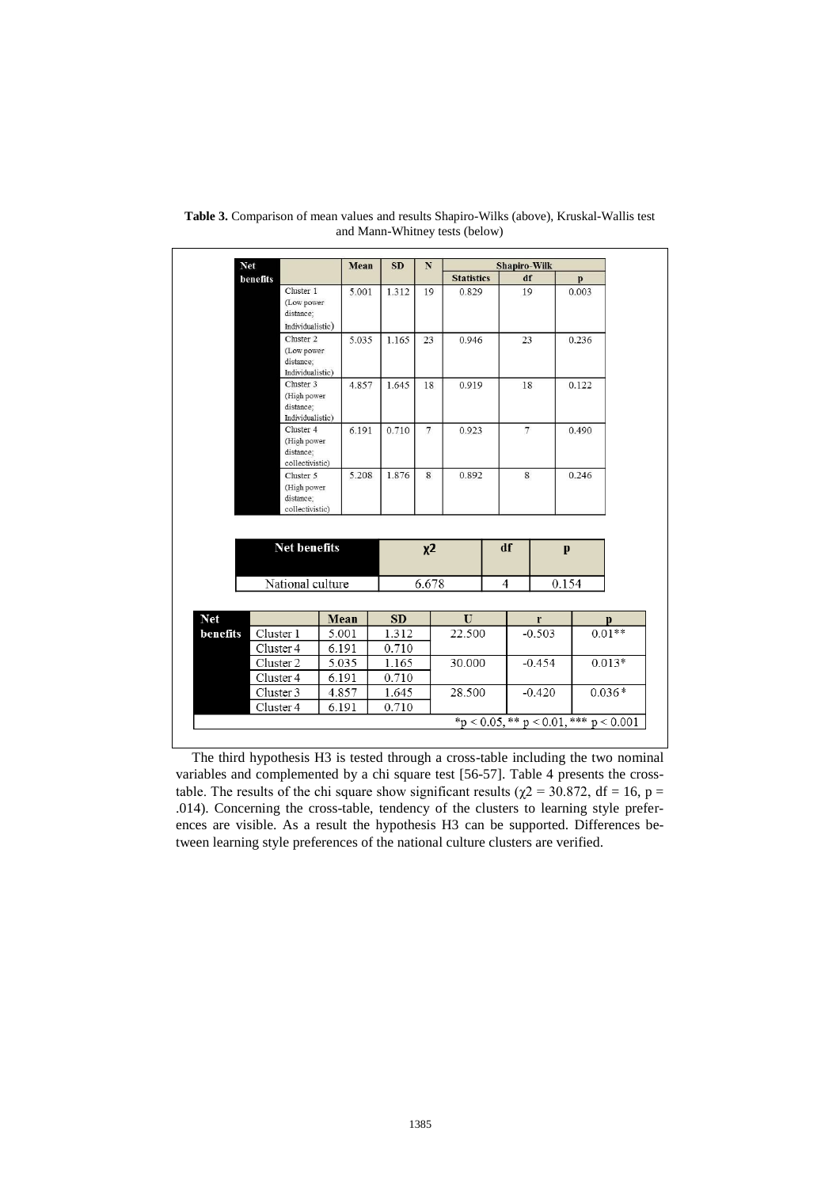**Table 3.** Comparison of mean values and results Shapiro-Wilks (above), Kruskal-Wallis test and Mann-Whitney tests (below)

| Net benefits | | Mean | SD | N | Shapiro-Wilk | | |
|---|---|---|---|---|---|---|---|
| | | | | | Statistics | df | p |
| | Cluster 1 (Low power distance; Individualistic) | 5.001 | 1.312 | 19 | 0.829 | 19 | 0.003 |
| | Cluster 2 (Low power distance; Individualistic) | 5.035 | 1.165 | 23 | 0.946 | 23 | 0.236 |
| | Cluster 3 (High power distance; Individualistic) | 4.857 | 1.645 | 18 | 0.919 | 18 | 0.122 |
| | Cluster 4 (High power distance; collectivistic) | 6.191 | 0.710 | 7 | 0.923 | 7 | 0.490 |
| | Cluster 5 (High power distance; collectivistic) | 5.208 | 1.876 | 8 | 0.892 | 8 | 0.246 |

| Net benefits | χ2 | df | p |
|---|---|---|---|
| National culture | 6.678 | 4 | 0.154 |

| Net benefits | | Mean | SD | U | r | p |
|---|---|---|---|---|---|---|
| | Cluster 1 | 5.001 | 1.312 | 22.500 | -0.503 | 0.01** |
| | Cluster 4 | 6.191 | 0.710 | | | |
| | Cluster 2 | 5.035 | 1.165 | 30.000 | -0.454 | 0.013* |
| | Cluster 4 | 6.191 | 0.710 | | | |
| | Cluster 3 | 4.857 | 1.645 | 28.500 | -0.420 | 0.036* |
| | Cluster 4 | 6.191 | 0.710 | | | |

*$p < 0.05$, ** $p < 0.01$, *** $p < 0.001$

The third hypothesis H3 is tested through a cross-table including the two nominal variables and complemented by a chi square test [56-57]. Table 4 presents the cross-table. The results of the chi square show significant results ($\chi2 = 30.872$, df = 16, p = .014). Concerning the cross-table, tendency of the clusters to learning style preferences are visible. As a result the hypothesis H3 can be supported. Differences between learning style preferences of the national culture clusters are verified.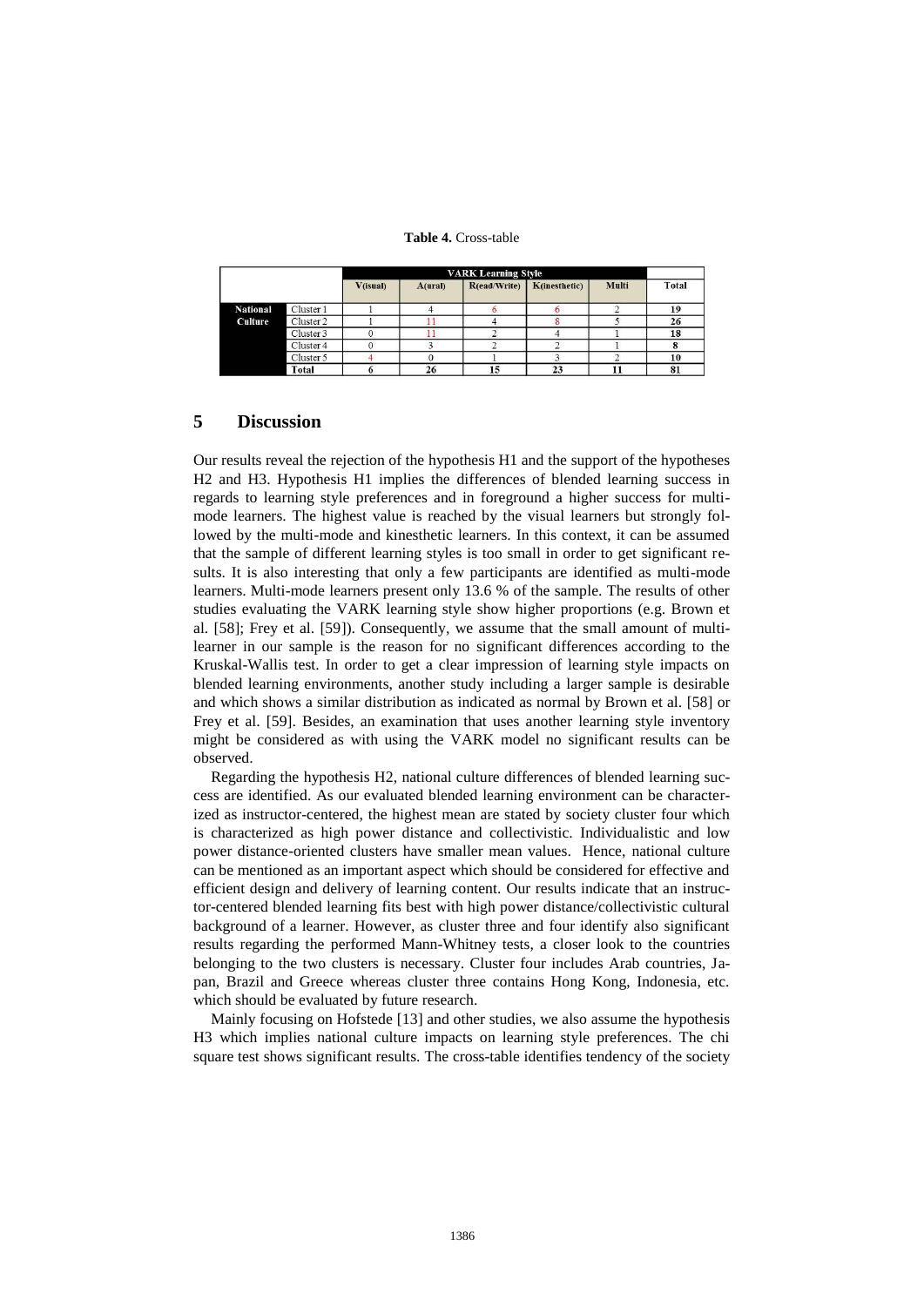**Table 4.** Cross-table

| | | VARK Learning Style | | | | | |
|---|---|---|---|---|---|---|---|
| | | V(isual) | A(ural) | R(ead/Write) | K(inesthetic) | Multi | Total |
| National Culture | Cluster 1 | 1 | 4 | 6 | 6 | 2 | 19 |
| | Cluster 2 | 1 | 11 | 4 | 8 | 5 | 26 |
| | Cluster 3 | 0 | 11 | 2 | 4 | 1 | 18 |
| | Cluster 4 | 0 | 3 | 2 | 2 | 1 | 8 |
| | Cluster 5 | 4 | 0 | 1 | 3 | 2 | 10 |
| | Total | 6 | 26 | 15 | 23 | 11 | 81 |

## 5 Discussion

Our results reveal the rejection of the hypothesis H1 and the support of the hypotheses H2 and H3. Hypothesis H1 implies the differences of blended learning success in regards to learning style preferences and in foreground a higher success for multi-mode learners. The highest value is reached by the visual learners but strongly followed by the multi-mode and kinesthetic learners. In this context, it can be assumed that the sample of different learning styles is too small in order to get significant results. It is also interesting that only a few participants are identified as multi-mode learners. Multi-mode learners present only 13.6 % of the sample. The results of other studies evaluating the VARK learning style show higher proportions (e.g. Brown et al. [58]; Frey et al. [59]). Consequently, we assume that the small amount of multi-learner in our sample is the reason for no significant differences according to the Kruskal-Wallis test. In order to get a clear impression of learning style impacts on blended learning environments, another study including a larger sample is desirable and which shows a similar distribution as indicated as normal by Brown et al. [58] or Frey et al. [59]. Besides, an examination that uses another learning style inventory might be considered as with using the VARK model no significant results can be observed.

Regarding the hypothesis H2, national culture differences of blended learning success are identified. As our evaluated blended learning environment can be characterized as instructor-centered, the highest mean are stated by society cluster four which is characterized as high power distance and collectivistic. Individualistic and low power distance-oriented clusters have smaller mean values. Hence, national culture can be mentioned as an important aspect which should be considered for effective and efficient design and delivery of learning content. Our results indicate that an instructor-centered blended learning fits best with high power distance/collectivistic cultural background of a learner. However, as cluster three and four identify also significant results regarding the performed Mann-Whitney tests, a closer look to the countries belonging to the two clusters is necessary. Cluster four includes Arab countries, Japan, Brazil and Greece whereas cluster three contains Hong Kong, Indonesia, etc. which should be evaluated by future research.

Mainly focusing on Hofstede [13] and other studies, we also assume the hypothesis H3 which implies national culture impacts on learning style preferences. The chi square test shows significant results. The cross-table identifies tendency of the society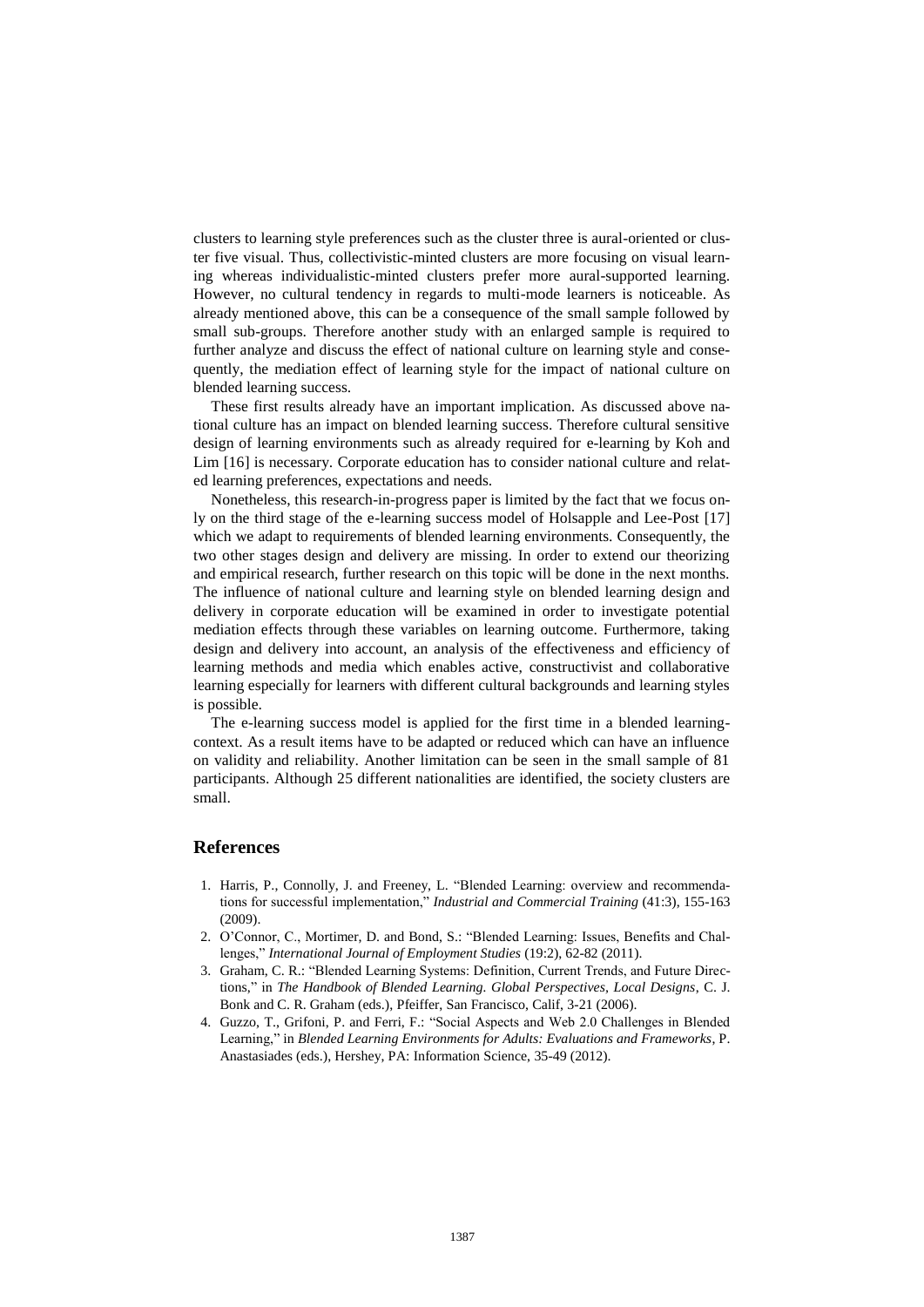clusters to learning style preferences such as the cluster three is aural-oriented or cluster five visual. Thus, collectivistic-minted clusters are more focusing on visual learning whereas individualistic-minted clusters prefer more aural-supported learning. However, no cultural tendency in regards to multi-mode learners is noticeable. As already mentioned above, this can be a consequence of the small sample followed by small sub-groups. Therefore another study with an enlarged sample is required to further analyze and discuss the effect of national culture on learning style and consequently, the mediation effect of learning style for the impact of national culture on blended learning success.

These first results already have an important implication. As discussed above national culture has an impact on blended learning success. Therefore cultural sensitive design of learning environments such as already required for e-learning by Koh and Lim [16] is necessary. Corporate education has to consider national culture and related learning preferences, expectations and needs.

Nonetheless, this research-in-progress paper is limited by the fact that we focus only on the third stage of the e-learning success model of Holsapple and Lee-Post [17] which we adapt to requirements of blended learning environments. Consequently, the two other stages design and delivery are missing. In order to extend our theorizing and empirical research, further research on this topic will be done in the next months. The influence of national culture and learning style on blended learning design and delivery in corporate education will be examined in order to investigate potential mediation effects through these variables on learning outcome. Furthermore, taking design and delivery into account, an analysis of the effectiveness and efficiency of learning methods and media which enables active, constructivist and collaborative learning especially for learners with different cultural backgrounds and learning styles is possible.

The e-learning success model is applied for the first time in a blended learning-context. As a result items have to be adapted or reduced which can have an influence on validity and reliability. Another limitation can be seen in the small sample of 81 participants. Although 25 different nationalities are identified, the society clusters are small.

## References

1. Harris, P., Connolly, J. and Freeney, L. "Blended Learning: overview and recommendations for successful implementation," *Industrial and Commercial Training* (41:3), 155-163 (2009).
2. O'Connor, C., Mortimer, D. and Bond, S.: "Blended Learning: Issues, Benefits and Challenges," *International Journal of Employment Studies* (19:2), 62-82 (2011).
3. Graham, C. R.: "Blended Learning Systems: Definition, Current Trends, and Future Directions," in *The Handbook of Blended Learning. Global Perspectives, Local Designs*, C. J. Bonk and C. R. Graham (eds.), Pfeiffer, San Francisco, Calif, 3-21 (2006).
4. Guzzo, T., Grifoni, P. and Ferri, F.: "Social Aspects and Web 2.0 Challenges in Blended Learning," in *Blended Learning Environments for Adults: Evaluations and Frameworks*, P. Anastasiades (eds.), Hershey, PA: Information Science, 35-49 (2012).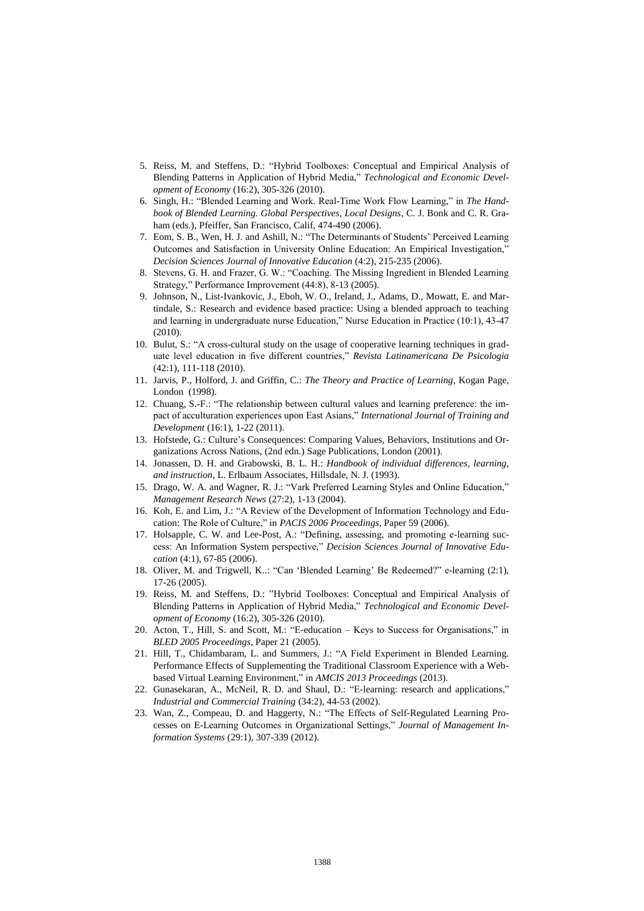5. Reiss, M. and Steffens, D.: "Hybrid Toolboxes: Conceptual and Empirical Analysis of Blending Patterns in Application of Hybrid Media," *Technological and Economic Development of Economy* (16:2), 305-326 (2010).
6. Singh, H.: "Blended Learning and Work. Real-Time Work Flow Learning," in *The Handbook of Blended Learning. Global Perspectives, Local Designs*, C. J. Bonk and C. R. Graham (eds.), Pfeiffer, San Francisco, Calif, 474-490 (2006).
7. Eom, S. B., Wen, H. J. and Ashill, N.: "The Determinants of Students' Perceived Learning Outcomes and Satisfaction in University Online Education: An Empirical Investigation," *Decision Sciences Journal of Innovative Education* (4:2), 215-235 (2006).
8. Stevens, G. H. and Frazer, G. W.: "Coaching. The Missing Ingredient in Blended Learning Strategy," Performance Improvement (44:8), 8-13 (2005).
9. Johnson, N., List-Ivankovic, J., Eboh, W. O., Ireland, J., Adams, D., Mowatt, E. and Martindale, S.: Research and evidence based practice: Using a blended approach to teaching and learning in undergraduate nurse Education," Nurse Education in Practice (10:1), 43-47 (2010).
10. Bulut, S.: "A cross-cultural study on the usage of cooperative learning techniques in graduate level education in five different countries," *Revista Latinamericana De Psicologia* (42:1), 111-118 (2010).
11. Jarvis, P., Holford, J. and Griffin, C.: *The Theory and Practice of Learning*, Kogan Page, London (1998).
12. Chuang, S.-F.: "The relationship between cultural values and learning preference: the impact of acculturation experiences upon East Asians," *International Journal of Training and Development* (16:1), 1-22 (2011).
13. Hofstede, G.: Culture's Consequences: Comparing Values, Behaviors, Institutions and Organizations Across Nations, (2nd edn.) Sage Publications, London (2001).
14. Jonassen, D. H. and Grabowski, B. L. H.: *Handbook of individual differences, learning, and instruction*, L. Erlbaum Associates, Hillsdale, N. J. (1993).
15. Drago, W. A. and Wagner, R. J.: "Vark Preferred Learning Styles and Online Education," *Management Research News* (27:2), 1-13 (2004).
16. Koh, E. and Lim, J.: "A Review of the Development of Information Technology and Education: The Role of Culture," in *PACIS 2006 Proceedings*, Paper 59 (2006).
17. Holsapple, C. W. and Lee-Post, A.: "Defining, assessing, and promoting e-learning success: An Information System perspective," *Decision Sciences Journal of Innovative Education* (4:1), 67-85 (2006).
18. Oliver, M. and Trigwell, K..: "Can 'Blended Learning' Be Redeemed?" e-learning (2:1), 17-26 (2005).
19. Reiss, M. and Steffens, D.: "Hybrid Toolboxes: Conceptual and Empirical Analysis of Blending Patterns in Application of Hybrid Media," *Technological and Economic Development of Economy* (16:2), 305-326 (2010).
20. Acton, T., Hill, S. and Scott, M.: "E-education – Keys to Success for Organisations," in *BLED 2005 Proceedings*, Paper 21 (2005).
21. Hill, T., Chidambaram, L. and Summers, J.: "A Field Experiment in Blended Learning. Performance Effects of Supplementing the Traditional Classroom Experience with a Web-based Virtual Learning Environment," in *AMCIS 2013 Proceedings* (2013).
22. Gunasekaran, A., McNeil, R. D. and Shaul, D.: "E-learning: research and applications," *Industrial and Commercial Training* (34:2), 44-53 (2002).
23. Wan, Z., Compeau, D. and Haggerty, N.: "The Effects of Self-Regulated Learning Processes on E-Learning Outcomes in Organizational Settings," *Journal of Management Information Systems* (29:1), 307-339 (2012).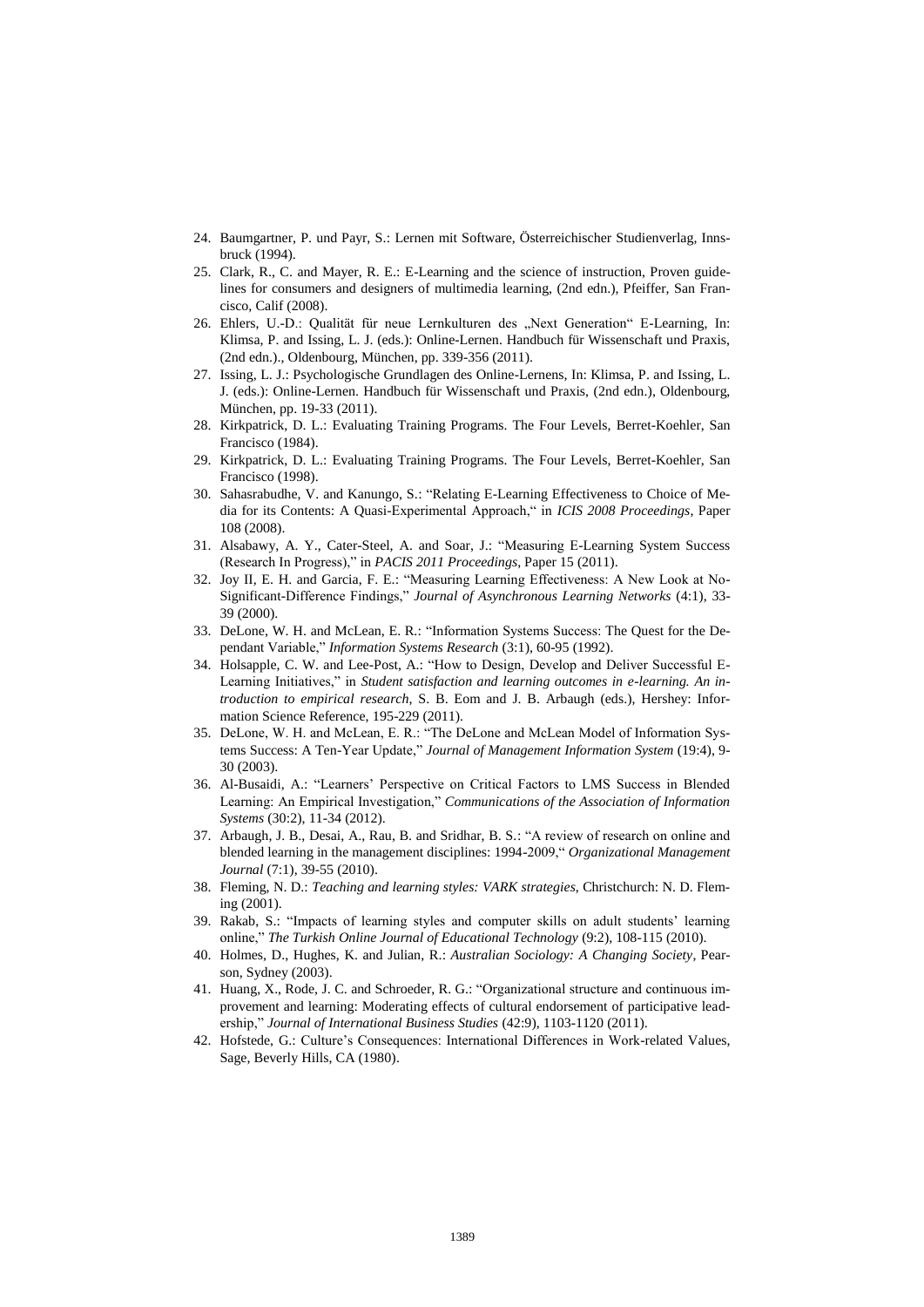24. Baumgartner, P. und Payr, S.: Lernen mit Software, Österreichischer Studienverlag, Innsbruck (1994).
25. Clark, R., C. and Mayer, R. E.: E-Learning and the science of instruction, Proven guidelines for consumers and designers of multimedia learning, (2nd edn.), Pfeiffer, San Francisco, Calif (2008).
26. Ehlers, U.-D.: Qualität für neue Lernkulturen des „Next Generation" E-Learning, In: Klimsa, P. and Issing, L. J. (eds.): Online-Lernen. Handbuch für Wissenschaft und Praxis, (2nd edn.)., Oldenbourg, München, pp. 339-356 (2011).
27. Issing, L. J.: Psychologische Grundlagen des Online-Lernens, In: Klimsa, P. and Issing, L. J. (eds.): Online-Lernen. Handbuch für Wissenschaft und Praxis, (2nd edn.), Oldenbourg, München, pp. 19-33 (2011).
28. Kirkpatrick, D. L.: Evaluating Training Programs. The Four Levels, Berret-Koehler, San Francisco (1984).
29. Kirkpatrick, D. L.: Evaluating Training Programs. The Four Levels, Berret-Koehler, San Francisco (1998).
30. Sahasrabudhe, V. and Kanungo, S.: "Relating E-Learning Effectiveness to Choice of Media for its Contents: A Quasi-Experimental Approach," in *ICIS 2008 Proceedings*, Paper 108 (2008).
31. Alsabawy, A. Y., Cater-Steel, A. and Soar, J.: "Measuring E-Learning System Success (Research In Progress)," in *PACIS 2011 Proceedings*, Paper 15 (2011).
32. Joy II, E. H. and Garcia, F. E.: "Measuring Learning Effectiveness: A New Look at No-Significant-Difference Findings," *Journal of Asynchronous Learning Networks* (4:1), 33-39 (2000).
33. DeLone, W. H. and McLean, E. R.: "Information Systems Success: The Quest for the Dependant Variable," *Information Systems Research* (3:1), 60-95 (1992).
34. Holsapple, C. W. and Lee-Post, A.: "How to Design, Develop and Deliver Successful E-Learning Initiatives," in *Student satisfaction and learning outcomes in e-learning. An introduction to empirical research*, S. B. Eom and J. B. Arbaugh (eds.), Hershey: Information Science Reference, 195-229 (2011).
35. DeLone, W. H. and McLean, E. R.: "The DeLone and McLean Model of Information Systems Success: A Ten-Year Update," *Journal of Management Information System* (19:4), 9-30 (2003).
36. Al-Busaidi, A.: "Learners' Perspective on Critical Factors to LMS Success in Blended Learning: An Empirical Investigation," *Communications of the Association of Information Systems* (30:2), 11-34 (2012).
37. Arbaugh, J. B., Desai, A., Rau, B. and Sridhar, B. S.: "A review of research on online and blended learning in the management disciplines: 1994-2009," *Organizational Management Journal* (7:1), 39-55 (2010).
38. Fleming, N. D.: *Teaching and learning styles: VARK strategies*, Christchurch: N. D. Fleming (2001).
39. Rakab, S.: "Impacts of learning styles and computer skills on adult students' learning online," *The Turkish Online Journal of Educational Technology* (9:2), 108-115 (2010).
40. Holmes, D., Hughes, K. and Julian, R.: *Australian Sociology: A Changing Society*, Pearson, Sydney (2003).
41. Huang, X., Rode, J. C. and Schroeder, R. G.: "Organizational structure and continuous improvement and learning: Moderating effects of cultural endorsement of participative leadership," *Journal of International Business Studies* (42:9), 1103-1120 (2011).
42. Hofstede, G.: Culture's Consequences: International Differences in Work-related Values, Sage, Beverly Hills, CA (1980).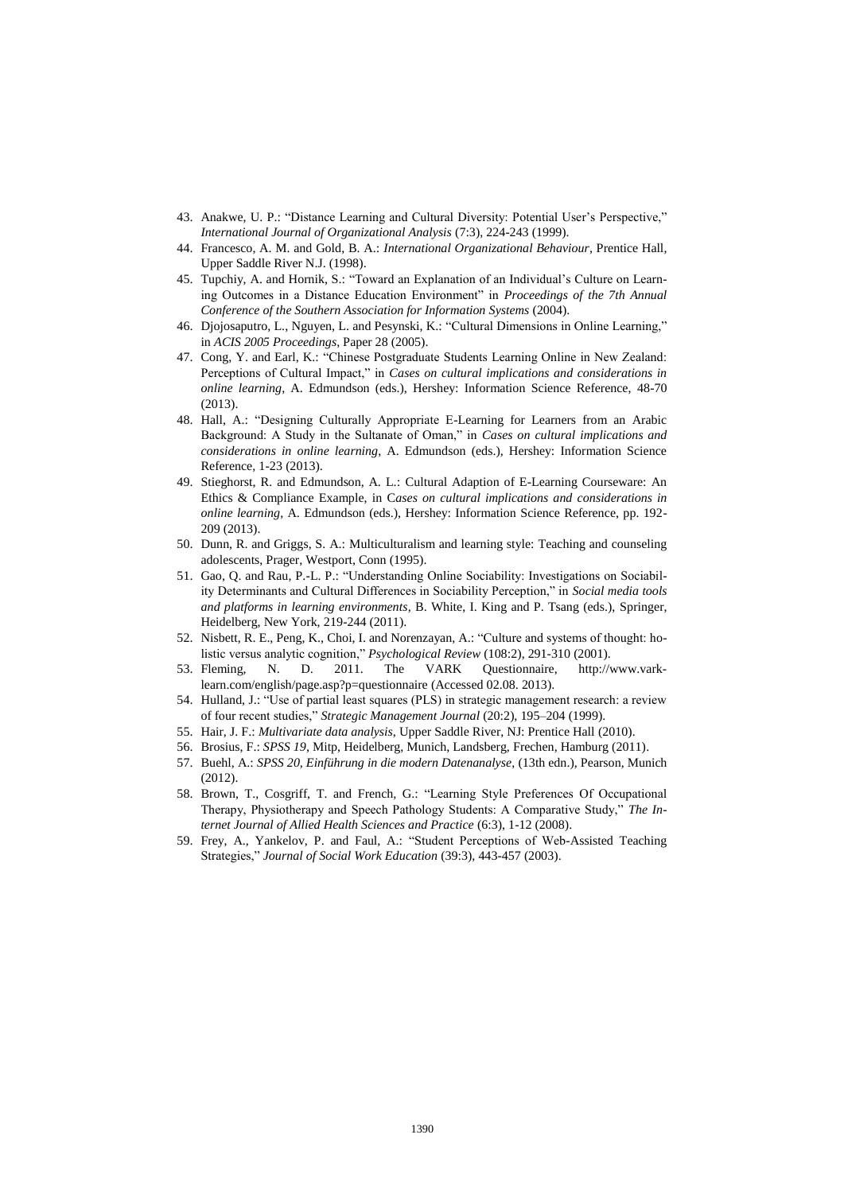43. Anakwe, U. P.: "Distance Learning and Cultural Diversity: Potential User's Perspective," *International Journal of Organizational Analysis* (7:3), 224-243 (1999).
44. Francesco, A. M. and Gold, B. A.: *International Organizational Behaviour*, Prentice Hall, Upper Saddle River N.J. (1998).
45. Tupchiy, A. and Hornik, S.: "Toward an Explanation of an Individual's Culture on Learning Outcomes in a Distance Education Environment" in *Proceedings of the 7th Annual Conference of the Southern Association for Information Systems* (2004).
46. Djojosaputro, L., Nguyen, L. and Pesynski, K.: "Cultural Dimensions in Online Learning," in *ACIS 2005 Proceedings*, Paper 28 (2005).
47. Cong, Y. and Earl, K.: "Chinese Postgraduate Students Learning Online in New Zealand: Perceptions of Cultural Impact," in *Cases on cultural implications and considerations in online learning*, A. Edmundson (eds.), Hershey: Information Science Reference, 48-70 (2013).
48. Hall, A.: "Designing Culturally Appropriate E-Learning for Learners from an Arabic Background: A Study in the Sultanate of Oman," in *Cases on cultural implications and considerations in online learning*, A. Edmundson (eds.), Hershey: Information Science Reference, 1-23 (2013).
49. Stieghorst, R. and Edmundson, A. L.: Cultural Adaption of E-Learning Courseware: An Ethics & Compliance Example, in C*ases on cultural implications and considerations in online learning*, A. Edmundson (eds.), Hershey: Information Science Reference, pp. 192-209 (2013).
50. Dunn, R. and Griggs, S. A.: Multiculturalism and learning style: Teaching and counseling adolescents, Prager, Westport, Conn (1995).
51. Gao, Q. and Rau, P.-L. P.: "Understanding Online Sociability: Investigations on Sociability Determinants and Cultural Differences in Sociability Perception," in *Social media tools and platforms in learning environments*, B. White, I. King and P. Tsang (eds.), Springer, Heidelberg, New York, 219-244 (2011).
52. Nisbett, R. E., Peng, K., Choi, I. and Norenzayan, A.: "Culture and systems of thought: holistic versus analytic cognition," *Psychological Review* (108:2), 291-310 (2001).
53. Fleming, N. D. 2011. The VARK Questionnaire, http://www.vark-learn.com/english/page.asp?p=questionnaire (Accessed 02.08. 2013).
54. Hulland, J.: "Use of partial least squares (PLS) in strategic management research: a review of four recent studies," *Strategic Management Journal* (20:2), 195–204 (1999).
55. Hair, J. F.: *Multivariate data analysis*, Upper Saddle River, NJ: Prentice Hall (2010).
56. Brosius, F.: *SPSS 19*, Mitp, Heidelberg, Munich, Landsberg, Frechen, Hamburg (2011).
57. Buehl, A.: *SPSS 20, Einführung in die modern Datenanalyse*, (13th edn.), Pearson, Munich (2012).
58. Brown, T., Cosgriff, T. and French, G.: "Learning Style Preferences Of Occupational Therapy, Physiotherapy and Speech Pathology Students: A Comparative Study," *The Internet Journal of Allied Health Sciences and Practice* (6:3), 1-12 (2008).
59. Frey, A., Yankelov, P. and Faul, A.: "Student Perceptions of Web-Assisted Teaching Strategies," *Journal of Social Work Education* (39:3), 443-457 (2003).